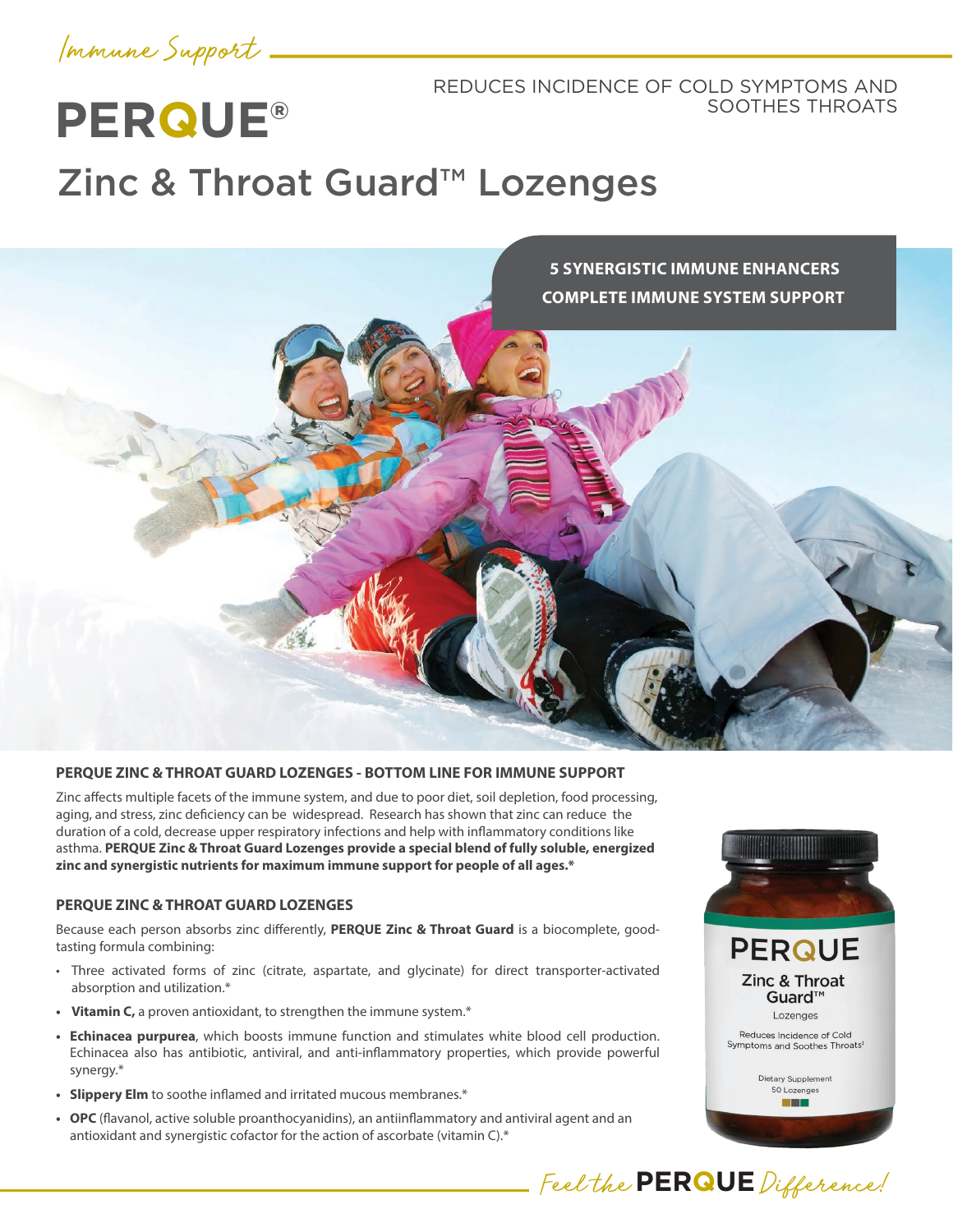*Immune Support*

REDUCES INCIDENCE OF COLD SYMPTOMS AND SOOTHES THROATS

# PERQUE®

# Zinc & Throat Guard™ Lozenges

**5 SYNERGISTIC IMMUNE ENHANCERS**

**COMPLETE IMMUNE SYSTEM SUPPORT**

### PERQUE ZINC & THROAT GUARD LOZENGES - BOTTOM LINE FOR IMMUNE SUPPORT

Zinc affects multiple facets of the immune system, and due to poor diet, soil depletion, food processing, aging, and stress, zinc deficiency can be widespread. Research has shown that zinc can reduce the duration of a cold, decrease upper respiratory infections and help with inflammatory conditions like asthma. **PERQUE Zinc & Throat Guard Lozenges provide a special blend of fully soluble, energized zinc and synergistic nutrients for maximum immune support for people of all ages.***

### PERQUE ZINC & THROAT GUARD LOZENGES

Because each person absorbs zinc differently, **PERQUE Zinc & Throat Guard** is a biocomplete, good-tasting formula combining:

- Three activated forms of zinc (citrate, aspartate, and glycinate) for direct transporter-activated absorption and utilization.*
- **Vitamin C,** a proven antioxidant, to strengthen the immune system.*
- **Echinacea purpurea**, which boosts immune function and stimulates white blood cell production. Echinacea also has antibiotic, antiviral, and anti-inflammatory properties, which provide powerful synergy.*
- **Slippery Elm** to soothe inflamed and irritated mucous membranes.*
- **OPC** (flavanol, active soluble proanthocyanidins), an antiinflammatory and antiviral agent and an antioxidant and synergistic cofactor for the action of ascorbate (vitamin C).*

PERQUE
Zinc & Throat Guard™
Lozenges
Reduces Incidence of Cold Symptoms and Soothes Throats‡
Dietary Supplement
50 Lozenges

*Feel the* **PERQUE** *Difference!*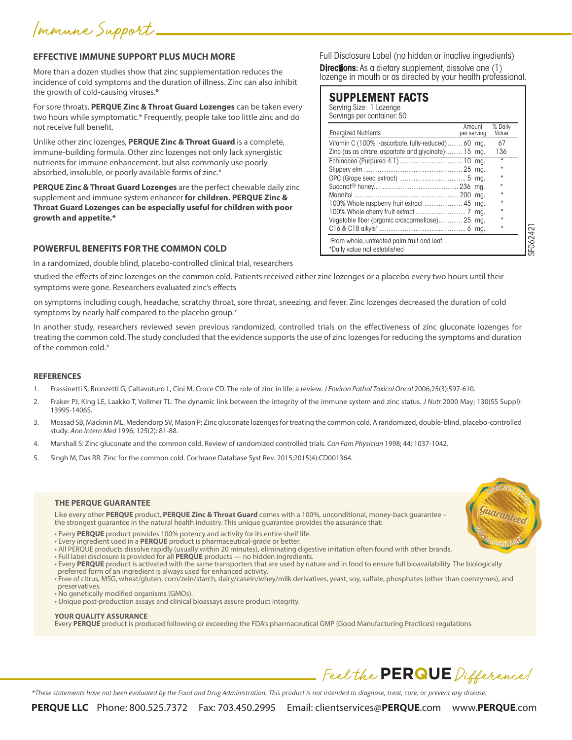# Immune Support

## EFFECTIVE IMMUNE SUPPORT PLUS MUCH MORE

More than a dozen studies show that zinc supplementation reduces the incidence of cold symptoms and the duration of illness. Zinc can also inhibit the growth of cold-causing viruses.*

For sore throats, **PERQUE Zinc & Throat Guard Lozenges** can be taken every two hours while symptomatic.* Frequently, people take too little zinc and do not receive full benefit.

Unlike other zinc lozenges, **PERQUE Zinc & Throat Guard** is a complete, immune-building formula. Other zinc lozenges not only lack synergistic nutrients for immune enhancement, but also commonly use poorly absorbed, insoluble, or poorly available forms of zinc.*

**PERQUE Zinc & Throat Guard Lozenges** are the perfect chewable daily zinc supplement and immune system enhancer **for children. PERQUE Zinc & Throat Guard Lozenges can be especially useful for children with poor growth and appetite.***

Full Disclosure Label (no hidden or inactive ingredients)

**Directions:** As a dietary supplement, dissolve one (1) lozenge in mouth or as directed by your health professional.

### SUPPLEMENT FACTS

Serving Size: 1 Lozenge
Servings per container: 50

| Energized Nutrients | Amount per serving | % Daily Value |
|---|---|---|
| Vitamin C (100% l-ascorbate, fully-reduced) | 60 mg. | 67 |
| Zinc (as as citrate, aspartate and glycinate) | 15 mg. | 136 |
| Echinacea (Purpurea 4:1) | 10 mg. | * |
| Slippery elm | 25 mg. | * |
| OPC (Grape seed extract) | 5 mg. | * |
| Sucanat® honey | 236 mg. | * |
| Mannitol | 200 mg. | * |
| 100% Whole raspberry fruit extract | 45 mg. | * |
| 100% Whole cherry fruit extract | 7 mg. | * |
| Vegetable fiber (organic croscarmellose) | 25 mg. | * |
| C16 & C18 alkyls† | 6 mg. | * |

†From whole, untreated palm fruit and leaf.
*Daily value not established

SF062421

## POWERFUL BENEFITS FOR THE COMMON COLD

In a randomized, double blind, placebo-controlled clinical trial, researchers studied the effects of zinc lozenges on the common cold. Patients received either zinc lozenges or a placebo every two hours until their symptoms were gone. Researchers evaluated zinc's effects on symptoms including cough, headache, scratchy throat, sore throat, sneezing, and fever. Zinc lozenges decreased the duration of cold symptoms by nearly half compared to the placebo group.*

In another study, researchers reviewed seven previous randomized, controlled trials on the effectiveness of zinc gluconate lozenges for treating the common cold. The study concluded that the evidence supports the use of zinc lozenges for reducing the symptoms and duration of the common cold.*

### REFERENCES

1. Frassinetti S, Bronzetti G, Caltavuturo L, Cini M, Croce CD. The role of zinc in life: a review. *J Environ Pathol Toxicol Oncol* 2006;25(3):597-610.
2. Fraker PJ, King LE, Laakko T, Vollmer TL: The dynamic link between the integrity of the immune system and zinc status. *J Nutr* 2000 May; 130(5S Suppl): 1399S-1406S.
3. Mossad SB, Macknin ML, Medendorp SV, Mason P: Zinc gluconate lozenges for treating the common cold. A randomized, double-blind, placebo-controlled study. *Ann Intern Med* 1996; 125(2): 81-88.
4. Marshall S: Zinc gluconate and the common cold. Review of randomized controlled trials. *Can Fam Physician* 1998; 44: 1037-1042.
5. Singh M, Das RR. Zinc for the common cold. Cochrane Database Syst Rev. 2015;2015(4):CD001364.

### THE PERQUE GUARANTEE

Like every other **PERQUE** product, **PERQUE Zinc & Throat Guard** comes with a 100%, unconditional, money-back guarantee – the strongest guarantee in the natural health industry. This unique guarantee provides the assurance that:

- Every **PERQUE** product provides 100% potency and activity for its entire shelf life.
- Every ingredient used in a **PERQUE** product is pharmaceutical-grade or better.
- All PERQUE products dissolve rapidly (usually within 20 minutes), eliminating digestive irritation often found with other brands.
- Full label disclosure is provided for all **PERQUE** products — no hidden ingredients.
- Every **PERQUE** product is activated with the same transporters that are used by nature and in food to ensure full bioavailability. The biologically preferred form of an ingredient is always used for enhanced activity.
- Free of citrus, MSG, wheat/gluten, corn/zein/starch, dairy/casein/whey/milk derivatives, yeast, soy, sulfate, phosphates (other than coenzymes), and preservatives.
- No genetically modified organisms (GMOs).
- Unique post-production assays and clinical bioassays assure product integrity.

Clinically Tested · Guaranteed · 100% Bioavailable

**YOUR QUALITY ASSURANCE**

Every **PERQUE** product is produced following or exceeding the FDA's pharmaceutical GMP (Good Manufacturing Practices) regulations.

Feel the **PERQUE** Difference!

*These statements have not been evaluated by the Food and Drug Administration. This product is not intended to diagnose, treat, cure, or prevent any disease.*

**PERQUE LLC** Phone: 800.525.7372 Fax: 703.450.2995 Email: clientservices@**PERQUE**.com www.**PERQUE**.com